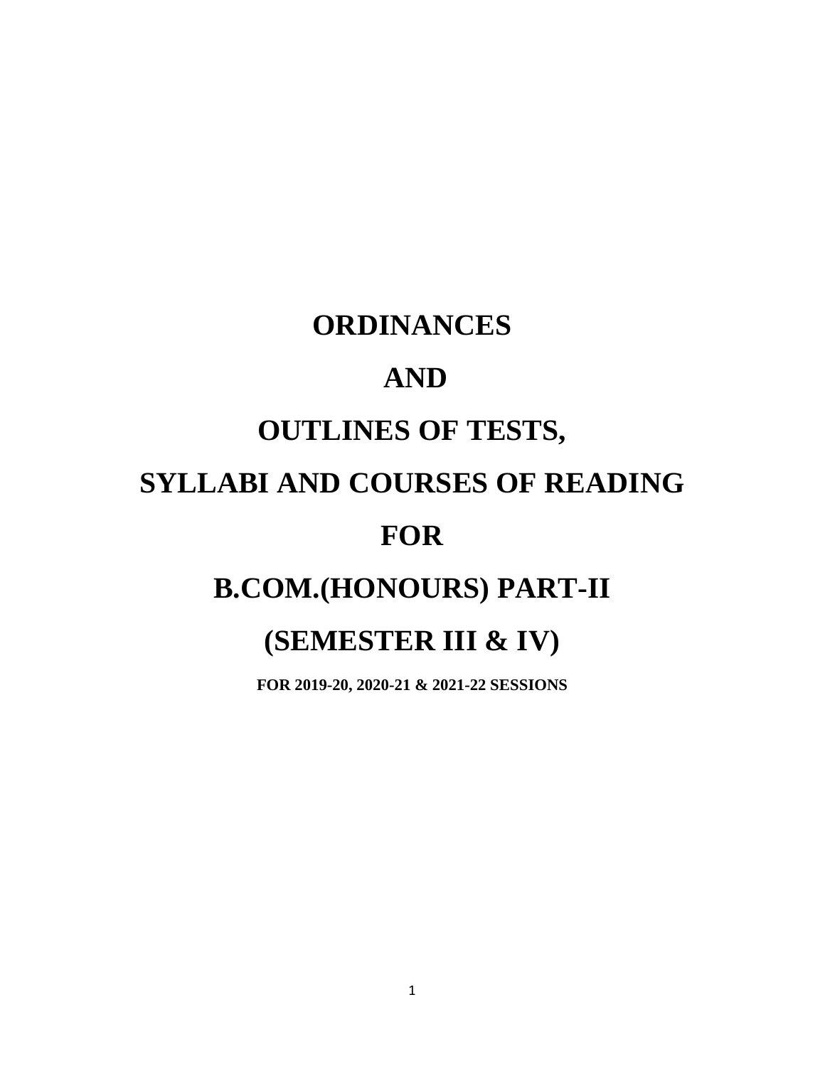# ORDINANCES

# AND

# OUTLINES OF TESTS,

# SYLLABI AND COURSES OF READING

# FOR

# B.COM.(HONOURS) PART-II

# (SEMESTER III & IV)

**FOR 2019-20, 2020-21 & 2021-22 SESSIONS**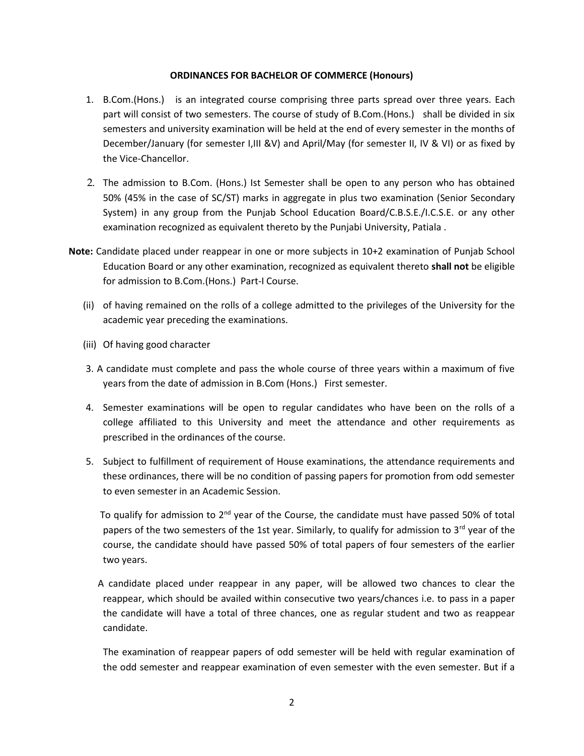**ORDINANCES FOR BACHELOR OF COMMERCE (Honours)**

1. B.Com.(Hons.) is an integrated course comprising three parts spread over three years. Each part will consist of two semesters. The course of study of B.Com.(Hons.) shall be divided in six semesters and university examination will be held at the end of every semester in the months of December/January (for semester I,III &V) and April/May (for semester II, IV & VI) or as fixed by the Vice-Chancellor.

2. The admission to B.Com. (Hons.) Ist Semester shall be open to any person who has obtained 50% (45% in the case of SC/ST) marks in aggregate in plus two examination (Senior Secondary System) in any group from the Punjab School Education Board/C.B.S.E./I.C.S.E. or any other examination recognized as equivalent thereto by the Punjabi University, Patiala .

**Note:** Candidate placed under reappear in one or more subjects in 10+2 examination of Punjab School Education Board or any other examination, recognized as equivalent thereto **shall not** be eligible for admission to B.Com.(Hons.) Part-I Course.

(ii) of having remained on the rolls of a college admitted to the privileges of the University for the academic year preceding the examinations.

(iii) Of having good character

3. A candidate must complete and pass the whole course of three years within a maximum of five years from the date of admission in B.Com (Hons.) First semester.

4. Semester examinations will be open to regular candidates who have been on the rolls of a college affiliated to this University and meet the attendance and other requirements as prescribed in the ordinances of the course.

5. Subject to fulfillment of requirement of House examinations, the attendance requirements and these ordinances, there will be no condition of passing papers for promotion from odd semester to even semester in an Academic Session.

   To qualify for admission to 2nd year of the Course, the candidate must have passed 50% of total papers of the two semesters of the 1st year. Similarly, to qualify for admission to 3rd year of the course, the candidate should have passed 50% of total papers of four semesters of the earlier two years.

   A candidate placed under reappear in any paper, will be allowed two chances to clear the reappear, which should be availed within consecutive two years/chances i.e. to pass in a paper the candidate will have a total of three chances, one as regular student and two as reappear candidate.

   The examination of reappear papers of odd semester will be held with regular examination of the odd semester and reappear examination of even semester with the even semester. But if a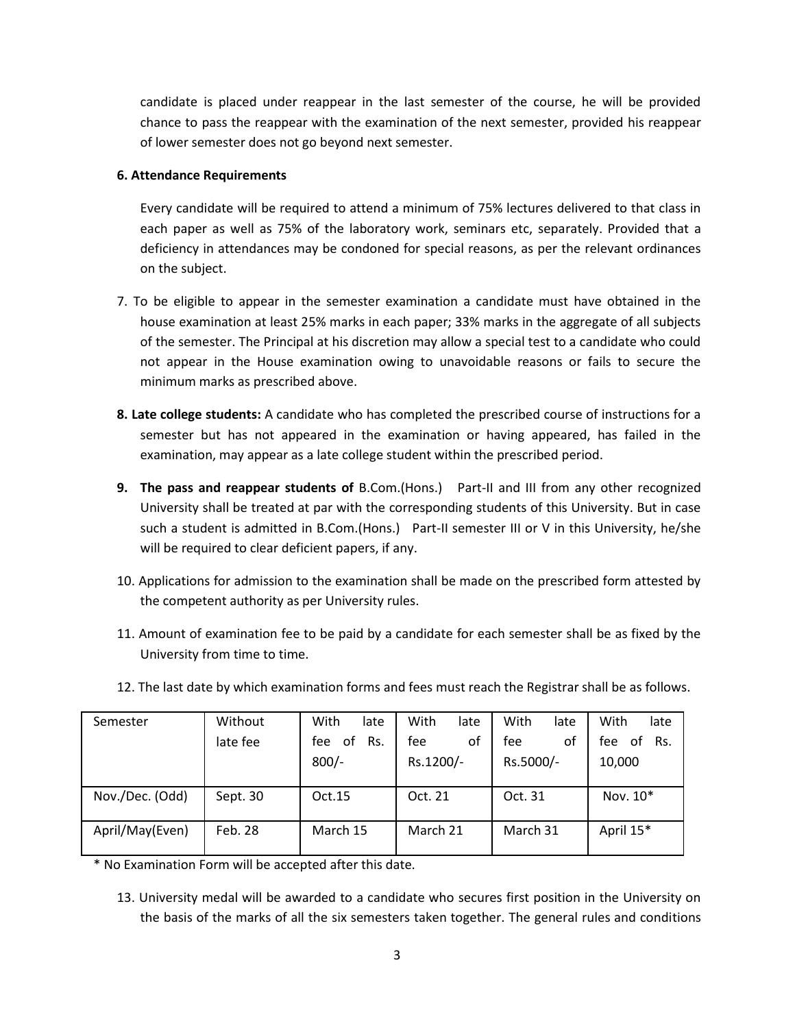candidate is placed under reappear in the last semester of the course, he will be provided chance to pass the reappear with the examination of the next semester, provided his reappear of lower semester does not go beyond next semester.

**6. Attendance Requirements**

Every candidate will be required to attend a minimum of 75% lectures delivered to that class in each paper as well as 75% of the laboratory work, seminars etc, separately. Provided that a deficiency in attendances may be condoned for special reasons, as per the relevant ordinances on the subject.

7. To be eligible to appear in the semester examination a candidate must have obtained in the house examination at least 25% marks in each paper; 33% marks in the aggregate of all subjects of the semester. The Principal at his discretion may allow a special test to a candidate who could not appear in the House examination owing to unavoidable reasons or fails to secure the minimum marks as prescribed above.

**8. Late college students:** A candidate who has completed the prescribed course of instructions for a semester but has not appeared in the examination or having appeared, has failed in the examination, may appear as a late college student within the prescribed period.

**9. The pass and reappear students of** B.Com.(Hons.) Part-II and III from any other recognized University shall be treated at par with the corresponding students of this University. But in case such a student is admitted in B.Com.(Hons.) Part-II semester III or V in this University, he/she will be required to clear deficient papers, if any.

10. Applications for admission to the examination shall be made on the prescribed form attested by the competent authority as per University rules.

11. Amount of examination fee to be paid by a candidate for each semester shall be as fixed by the University from time to time.

12. The last date by which examination forms and fees must reach the Registrar shall be as follows.

| Semester | Without late fee | With late fee of Rs. 800/- | With late fee of Rs.1200/- | With late fee of Rs.5000/- | With late fee of Rs. 10,000 |
|---|---|---|---|---|---|
| Nov./Dec. (Odd) | Sept. 30 | Oct.15 | Oct. 21 | Oct. 31 | Nov. 10* |
| April/May(Even) | Feb. 28 | March 15 | March 21 | March 31 | April 15* |

\* No Examination Form will be accepted after this date.

13. University medal will be awarded to a candidate who secures first position in the University on the basis of the marks of all the six semesters taken together. The general rules and conditions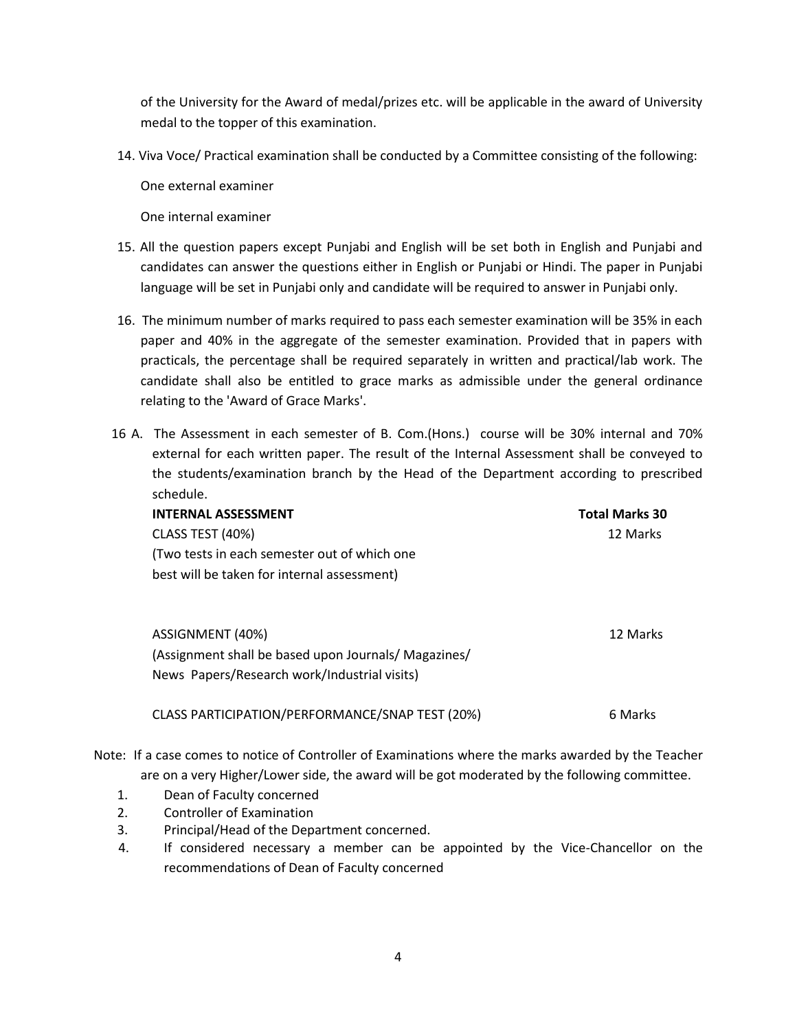of the University for the Award of medal/prizes etc. will be applicable in the award of University medal to the topper of this examination.

14. Viva Voce/ Practical examination shall be conducted by a Committee consisting of the following:

    One external examiner

    One internal examiner

15. All the question papers except Punjabi and English will be set both in English and Punjabi and candidates can answer the questions either in English or Punjabi or Hindi. The paper in Punjabi language will be set in Punjabi only and candidate will be required to answer in Punjabi only.

16. The minimum number of marks required to pass each semester examination will be 35% in each paper and 40% in the aggregate of the semester examination. Provided that in papers with practicals, the percentage shall be required separately in written and practical/lab work. The candidate shall also be entitled to grace marks as admissible under the general ordinance relating to the 'Award of Grace Marks'.

16 A. The Assessment in each semester of B. Com.(Hons.) course will be 30% internal and 70% external for each written paper. The result of the Internal Assessment shall be conveyed to the students/examination branch by the Head of the Department according to prescribed schedule.

| **INTERNAL ASSESSMENT** | **Total Marks 30** |
| --- | --- |
| CLASS TEST (40%)<br>(Two tests in each semester out of which one best will be taken for internal assessment) | 12 Marks |
| ASSIGNMENT (40%)<br>(Assignment shall be based upon Journals/ Magazines/ News Papers/Research work/Industrial visits) | 12 Marks |
| CLASS PARTICIPATION/PERFORMANCE/SNAP TEST (20%) | 6 Marks |

Note: If a case comes to notice of Controller of Examinations where the marks awarded by the Teacher are on a very Higher/Lower side, the award will be got moderated by the following committee.

1. Dean of Faculty concerned
2. Controller of Examination
3. Principal/Head of the Department concerned.
4. If considered necessary a member can be appointed by the Vice-Chancellor on the recommendations of Dean of Faculty concerned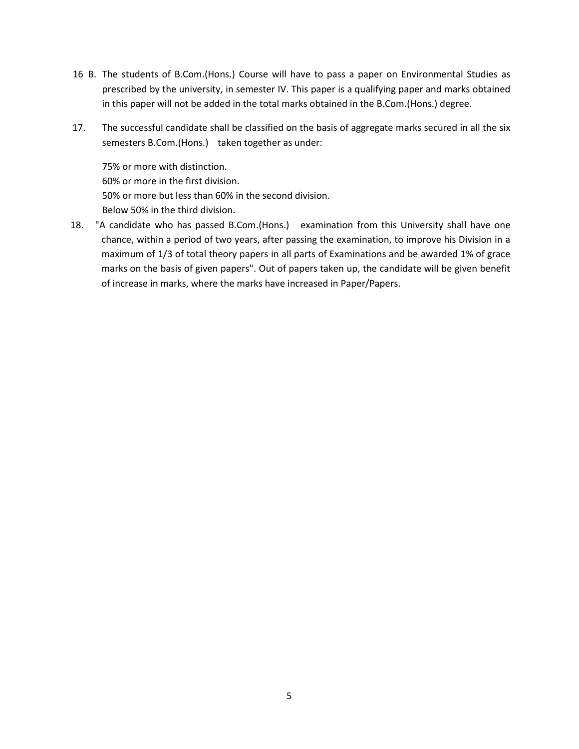16 B. The students of B.Com.(Hons.) Course will have to pass a paper on Environmental Studies as prescribed by the university, in semester IV. This paper is a qualifying paper and marks obtained in this paper will not be added in the total marks obtained in the B.Com.(Hons.) degree.

17. The successful candidate shall be classified on the basis of aggregate marks secured in all the six semesters B.Com.(Hons.) taken together as under:

    75% or more with distinction.
    60% or more in the first division.
    50% or more but less than 60% in the second division.
    Below 50% in the third division.

18. "A candidate who has passed B.Com.(Hons.) examination from this University shall have one chance, within a period of two years, after passing the examination, to improve his Division in a maximum of 1/3 of total theory papers in all parts of Examinations and be awarded 1% of grace marks on the basis of given papers". Out of papers taken up, the candidate will be given benefit of increase in marks, where the marks have increased in Paper/Papers.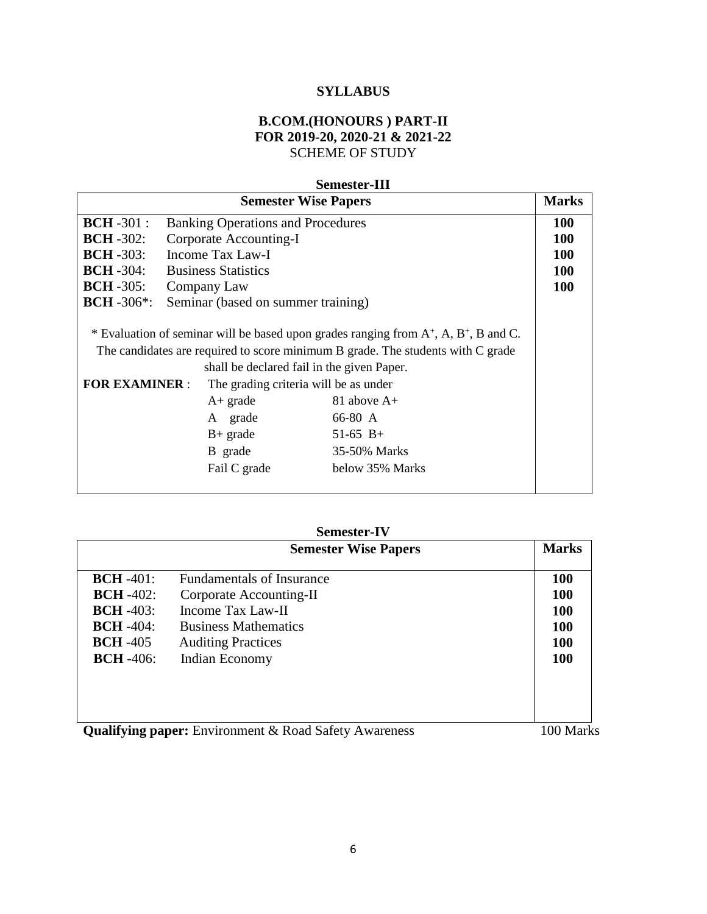# SYLLABUS

## B.COM.(HONOURS ) PART-II
## FOR 2019-20, 2020-21 & 2021-22
SCHEME OF STUDY

### Semester-III

| Semester Wise Papers | | Marks |
|---|---|---|
| **BCH** -301 : | Banking Operations and Procedures | **100** |
| **BCH** -302: | Corporate Accounting-I | **100** |
| **BCH** -303: | Income Tax Law-I | **100** |
| **BCH** -304: | Business Statistics | **100** |
| **BCH** -305: | Company Law | **100** |
| **BCH** -306*: | Seminar (based on summer training) | |

\* Evaluation of seminar will be based upon grades ranging from $A^+$, A, $B^+$, B and C. The candidates are required to score minimum B grade. The students with C grade shall be declared fail in the given Paper.

**FOR EXAMINER** : The grading criteria will be as under

| Grade | Marks |
|---|---|
| A+ grade | 81 above A+ |
| A grade | 66-80 A |
| B+ grade | 51-65 B+ |
| B grade | 35-50% Marks |
| Fail C grade | below 35% Marks |

### Semester-IV

| Semester Wise Papers | | Marks |
|---|---|---|
| **BCH** -401: | Fundamentals of Insurance | **100** |
| **BCH** -402: | Corporate Accounting-II | **100** |
| **BCH** -403: | Income Tax Law-II | **100** |
| **BCH** -404: | Business Mathematics | **100** |
| **BCH** -405 | Auditing Practices | **100** |
| **BCH** -406: | Indian Economy | **100** |

**Qualifying paper:** Environment & Road Safety Awareness 100 Marks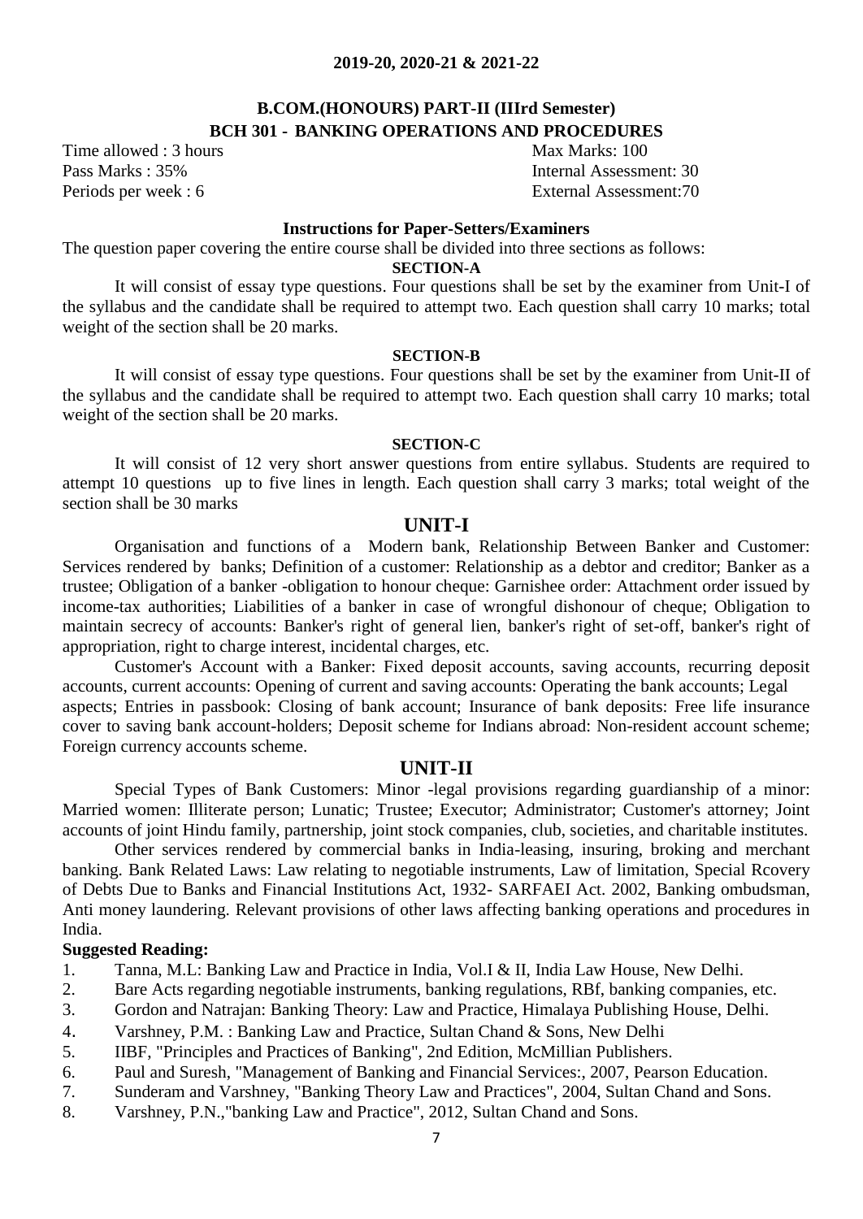**2019-20, 2020-21 & 2021-22**

## B.COM.(HONOURS) PART-II (IIIrd Semester)

## BCH 301 - BANKING OPERATIONS AND PROCEDURES

Time allowed : 3 hours — Max Marks: 100

Pass Marks : 35% — Internal Assessment: 30

Periods per week : 6 — External Assessment:70

### Instructions for Paper-Setters/Examiners

The question paper covering the entire course shall be divided into three sections as follows:

**SECTION-A**

It will consist of essay type questions. Four questions shall be set by the examiner from Unit-I of the syllabus and the candidate shall be required to attempt two. Each question shall carry 10 marks; total weight of the section shall be 20 marks.

**SECTION-B**

It will consist of essay type questions. Four questions shall be set by the examiner from Unit-II of the syllabus and the candidate shall be required to attempt two. Each question shall carry 10 marks; total weight of the section shall be 20 marks.

**SECTION-C**

It will consist of 12 very short answer questions from entire syllabus. Students are required to attempt 10 questions up to five lines in length. Each question shall carry 3 marks; total weight of the section shall be 30 marks

## UNIT-I

Organisation and functions of a Modern bank, Relationship Between Banker and Customer: Services rendered by banks; Definition of a customer: Relationship as a debtor and creditor; Banker as a trustee; Obligation of a banker -obligation to honour cheque: Garnishee order: Attachment order issued by income-tax authorities; Liabilities of a banker in case of wrongful dishonour of cheque; Obligation to maintain secrecy of accounts: Banker's right of general lien, banker's right of set-off, banker's right of appropriation, right to charge interest, incidental charges, etc.

Customer's Account with a Banker: Fixed deposit accounts, saving accounts, recurring deposit accounts, current accounts: Opening of current and saving accounts: Operating the bank accounts; Legal aspects; Entries in passbook: Closing of bank account; Insurance of bank deposits: Free life insurance cover to saving bank account-holders; Deposit scheme for Indians abroad: Non-resident account scheme; Foreign currency accounts scheme.

## UNIT-II

Special Types of Bank Customers: Minor -legal provisions regarding guardianship of a minor: Married women: Illiterate person; Lunatic; Trustee; Executor; Administrator; Customer's attorney; Joint accounts of joint Hindu family, partnership, joint stock companies, club, societies, and charitable institutes.

Other services rendered by commercial banks in India-leasing, insuring, broking and merchant banking. Bank Related Laws: Law relating to negotiable instruments, Law of limitation, Special Rcovery of Debts Due to Banks and Financial Institutions Act, 1932- SARFAEI Act. 2002, Banking ombudsman, Anti money laundering. Relevant provisions of other laws affecting banking operations and procedures in India.

**Suggested Reading:**

1. Tanna, M.L: Banking Law and Practice in India, Vol.I & II, India Law House, New Delhi.
2. Bare Acts regarding negotiable instruments, banking regulations, RBf, banking companies, etc.
3. Gordon and Natrajan: Banking Theory: Law and Practice, Himalaya Publishing House, Delhi.
4. Varshney, P.M. : Banking Law and Practice, Sultan Chand & Sons, New Delhi
5. IIBF, "Principles and Practices of Banking", 2nd Edition, McMillian Publishers.
6. Paul and Suresh, "Management of Banking and Financial Services:, 2007, Pearson Education.
7. Sunderam and Varshney, "Banking Theory Law and Practices", 2004, Sultan Chand and Sons.
8. Varshney, P.N.,"banking Law and Practice", 2012, Sultan Chand and Sons.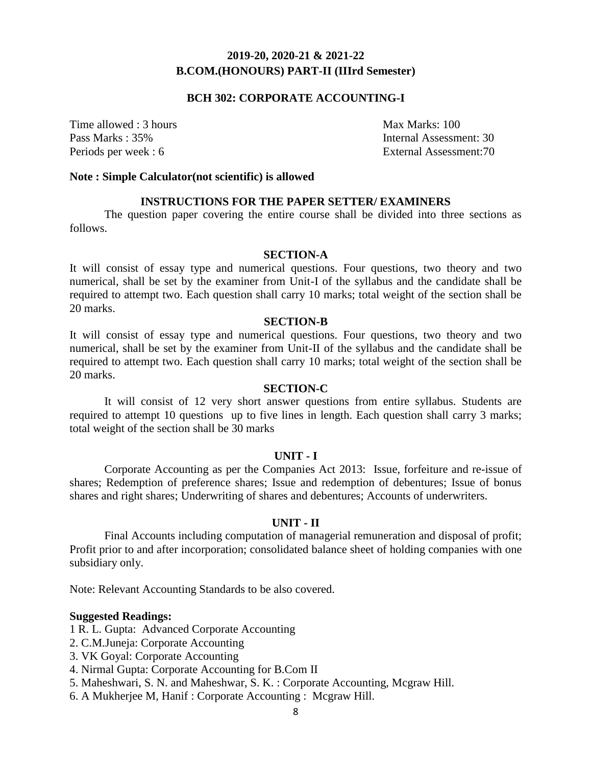## 2019-20, 2020-21 & 2021-22
## B.COM.(HONOURS) PART-II (IIIrd Semester)

### BCH 302: CORPORATE ACCOUNTING-I

Time allowed : 3 hours | Max Marks: 100
Pass Marks : 35% | Internal Assessment: 30
Periods per week : 6 | External Assessment:70

**Note : Simple Calculator(not scientific) is allowed**

### INSTRUCTIONS FOR THE PAPER SETTER/ EXAMINERS

The question paper covering the entire course shall be divided into three sections as follows.

#### SECTION-A

It will consist of essay type and numerical questions. Four questions, two theory and two numerical, shall be set by the examiner from Unit-I of the syllabus and the candidate shall be required to attempt two. Each question shall carry 10 marks; total weight of the section shall be 20 marks.

#### SECTION-B

It will consist of essay type and numerical questions. Four questions, two theory and two numerical, shall be set by the examiner from Unit-II of the syllabus and the candidate shall be required to attempt two. Each question shall carry 10 marks; total weight of the section shall be 20 marks.

#### SECTION-C

It will consist of 12 very short answer questions from entire syllabus. Students are required to attempt 10 questions up to five lines in length. Each question shall carry 3 marks; total weight of the section shall be 30 marks

#### UNIT - I

Corporate Accounting as per the Companies Act 2013: Issue, forfeiture and re-issue of shares; Redemption of preference shares; Issue and redemption of debentures; Issue of bonus shares and right shares; Underwriting of shares and debentures; Accounts of underwriters.

#### UNIT - II

Final Accounts including computation of managerial remuneration and disposal of profit; Profit prior to and after incorporation; consolidated balance sheet of holding companies with one subsidiary only.

Note: Relevant Accounting Standards to be also covered.

**Suggested Readings:**

1 R. L. Gupta: Advanced Corporate Accounting
2. C.M.Juneja: Corporate Accounting
3. VK Goyal: Corporate Accounting
4. Nirmal Gupta: Corporate Accounting for B.Com II
5. Maheshwari, S. N. and Maheshwar, S. K. : Corporate Accounting, Mcgraw Hill.
6. A Mukherjee M, Hanif : Corporate Accounting : Mcgraw Hill.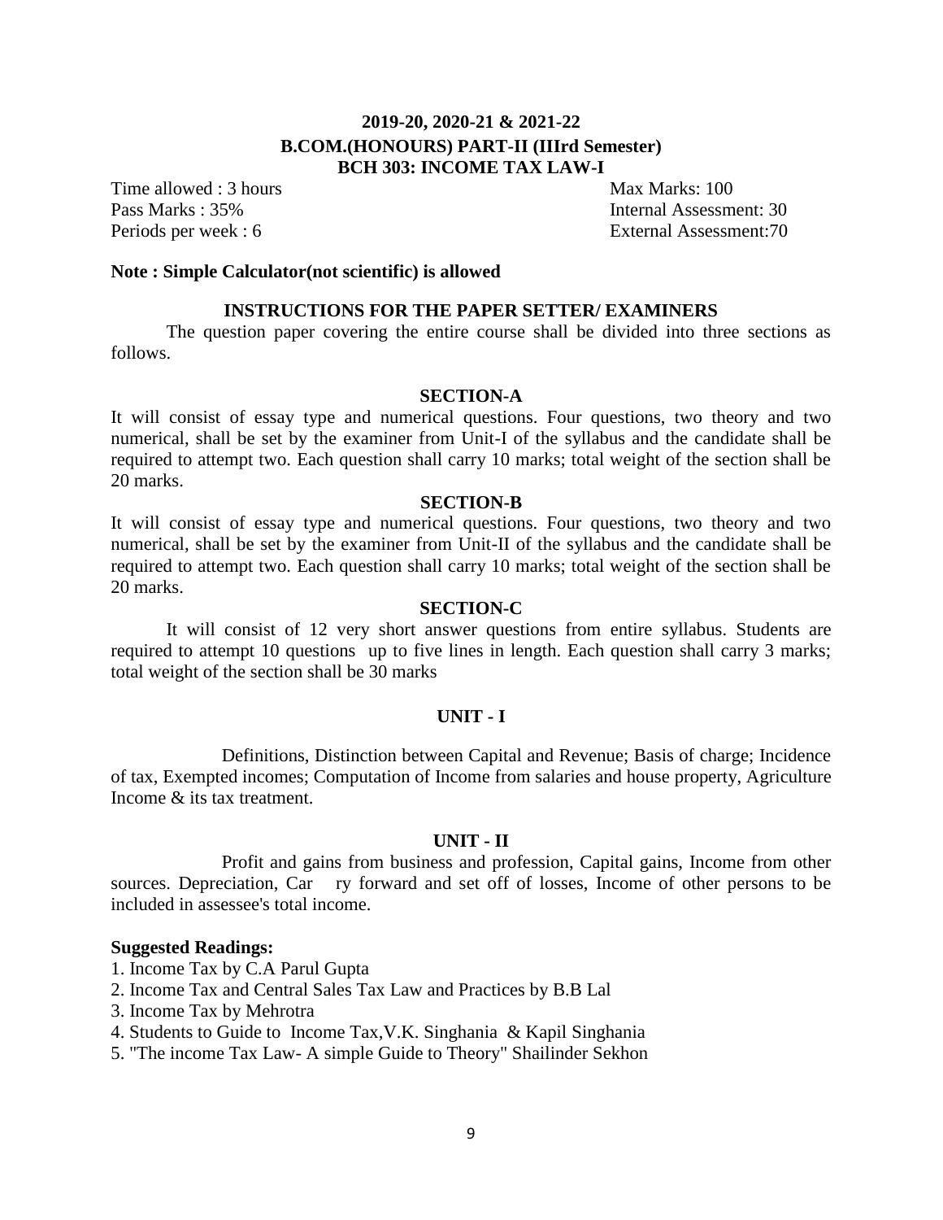# 2019-20, 2020-21 & 2021-22
# B.COM.(HONOURS) PART-II (IIIrd Semester)
# BCH 303: INCOME TAX LAW-I

Time allowed : 3 hours | Max Marks: 100
Pass Marks : 35% | Internal Assessment: 30
Periods per week : 6 | External Assessment:70

**Note : Simple Calculator(not scientific) is allowed**

## INSTRUCTIONS FOR THE PAPER SETTER/ EXAMINERS

The question paper covering the entire course shall be divided into three sections as follows.

### SECTION-A

It will consist of essay type and numerical questions. Four questions, two theory and two numerical, shall be set by the examiner from Unit-I of the syllabus and the candidate shall be required to attempt two. Each question shall carry 10 marks; total weight of the section shall be 20 marks.

### SECTION-B

It will consist of essay type and numerical questions. Four questions, two theory and two numerical, shall be set by the examiner from Unit-II of the syllabus and the candidate shall be required to attempt two. Each question shall carry 10 marks; total weight of the section shall be 20 marks.

### SECTION-C

It will consist of 12 very short answer questions from entire syllabus. Students are required to attempt 10 questions up to five lines in length. Each question shall carry 3 marks; total weight of the section shall be 30 marks

## UNIT - I

Definitions, Distinction between Capital and Revenue; Basis of charge; Incidence of tax, Exempted incomes; Computation of Income from salaries and house property, Agriculture Income & its tax treatment.

## UNIT - II

Profit and gains from business and profession, Capital gains, Income from other sources. Depreciation, Car ry forward and set off of losses, Income of other persons to be included in assessee's total income.

**Suggested Readings:**

1. Income Tax by C.A Parul Gupta
2. Income Tax and Central Sales Tax Law and Practices by B.B Lal
3. Income Tax by Mehrotra
4. Students to Guide to Income Tax,V.K. Singhania & Kapil Singhania
5. "The income Tax Law- A simple Guide to Theory" Shailinder Sekhon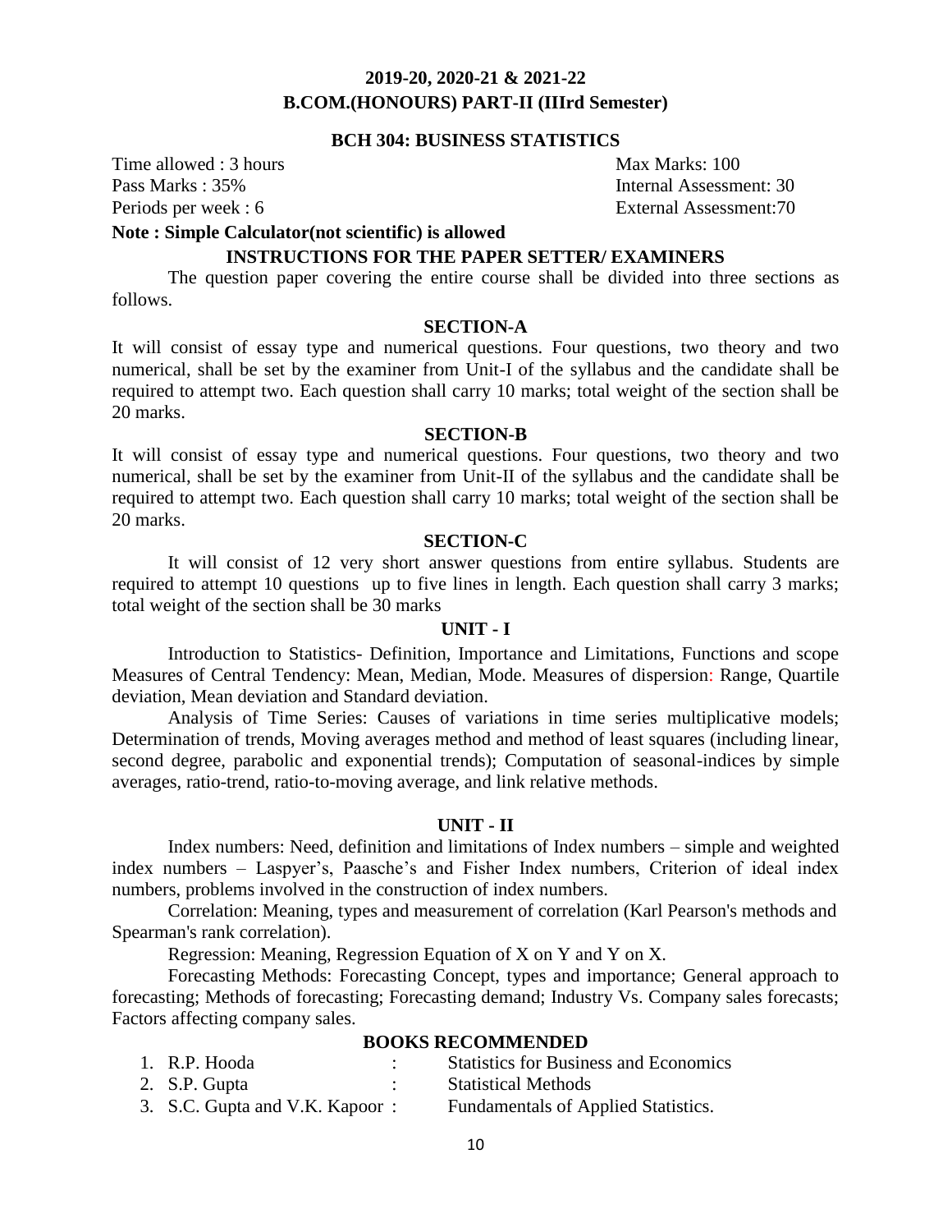## 2019-20, 2020-21 & 2021-22
## B.COM.(HONOURS) PART-II (IIIrd Semester)

### BCH 304: BUSINESS STATISTICS

Time allowed : 3 hours — Max Marks: 100
Pass Marks : 35% — Internal Assessment: 30
Periods per week : 6 — External Assessment:70

**Note : Simple Calculator(not scientific) is allowed**

### INSTRUCTIONS FOR THE PAPER SETTER/ EXAMINERS

The question paper covering the entire course shall be divided into three sections as follows.

#### SECTION-A

It will consist of essay type and numerical questions. Four questions, two theory and two numerical, shall be set by the examiner from Unit-I of the syllabus and the candidate shall be required to attempt two. Each question shall carry 10 marks; total weight of the section shall be 20 marks.

#### SECTION-B

It will consist of essay type and numerical questions. Four questions, two theory and two numerical, shall be set by the examiner from Unit-II of the syllabus and the candidate shall be required to attempt two. Each question shall carry 10 marks; total weight of the section shall be 20 marks.

#### SECTION-C

It will consist of 12 very short answer questions from entire syllabus. Students are required to attempt 10 questions up to five lines in length. Each question shall carry 3 marks; total weight of the section shall be 30 marks

#### UNIT - I

Introduction to Statistics- Definition, Importance and Limitations, Functions and scope Measures of Central Tendency: Mean, Median, Mode. Measures of dispersion: Range, Quartile deviation, Mean deviation and Standard deviation.

Analysis of Time Series: Causes of variations in time series multiplicative models; Determination of trends, Moving averages method and method of least squares (including linear, second degree, parabolic and exponential trends); Computation of seasonal-indices by simple averages, ratio-trend, ratio-to-moving average, and link relative methods.

#### UNIT - II

Index numbers: Need, definition and limitations of Index numbers – simple and weighted index numbers – Laspyer's, Paasche's and Fisher Index numbers, Criterion of ideal index numbers, problems involved in the construction of index numbers.

Correlation: Meaning, types and measurement of correlation (Karl Pearson's methods and Spearman's rank correlation).

Regression: Meaning, Regression Equation of X on Y and Y on X.

Forecasting Methods: Forecasting Concept, types and importance; General approach to forecasting; Methods of forecasting; Forecasting demand; Industry Vs. Company sales forecasts; Factors affecting company sales.

#### BOOKS RECOMMENDED

1. R.P. Hooda : Statistics for Business and Economics
2. S.P. Gupta : Statistical Methods
3. S.C. Gupta and V.K. Kapoor : Fundamentals of Applied Statistics.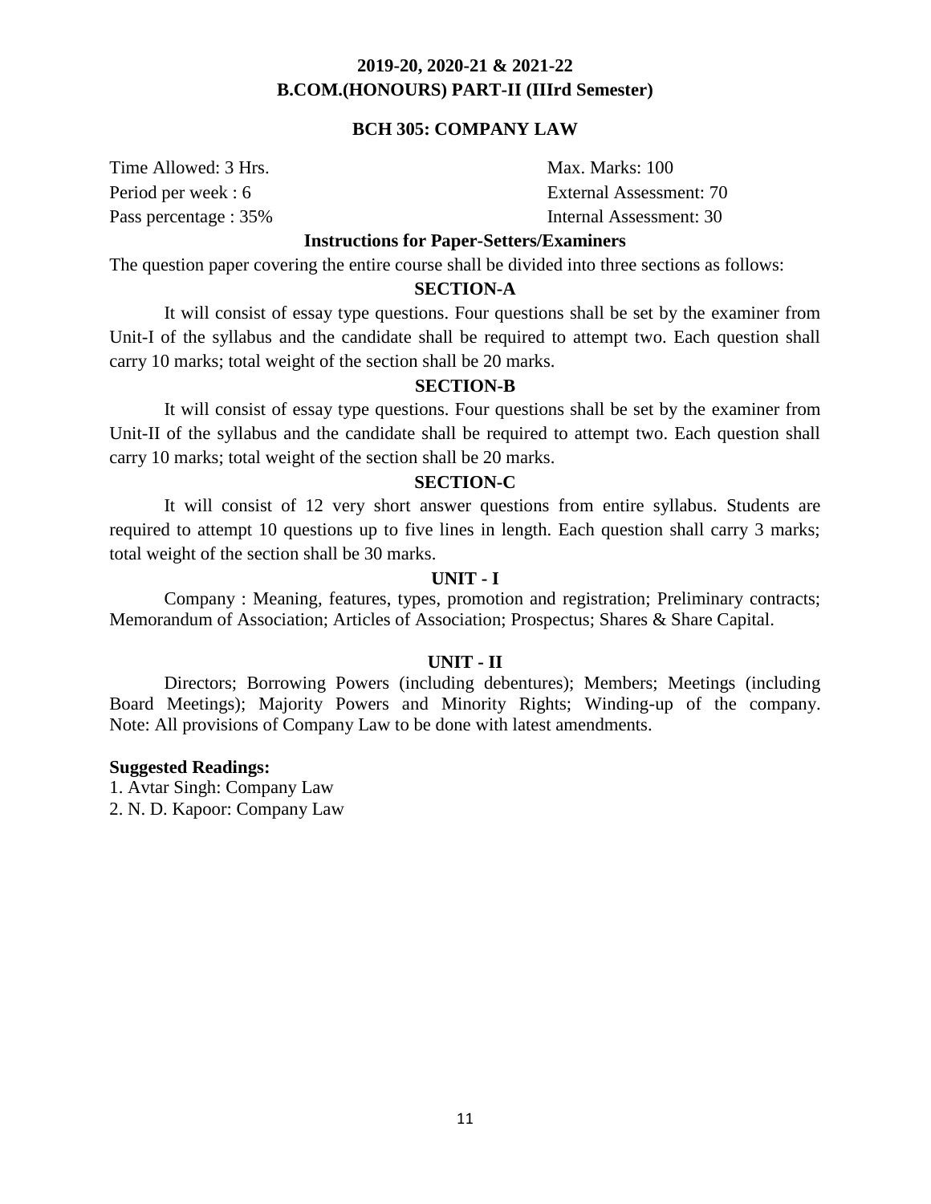## 2019-20, 2020-21 & 2021-22
## B.COM.(HONOURS) PART-II (IIIrd Semester)

### BCH 305: COMPANY LAW

Time Allowed: 3 Hrs. Max. Marks: 100
Period per week : 6 External Assessment: 70
Pass percentage : 35% Internal Assessment: 30

**Instructions for Paper-Setters/Examiners**

The question paper covering the entire course shall be divided into three sections as follows:

**SECTION-A**

It will consist of essay type questions. Four questions shall be set by the examiner from Unit-I of the syllabus and the candidate shall be required to attempt two. Each question shall carry 10 marks; total weight of the section shall be 20 marks.

**SECTION-B**

It will consist of essay type questions. Four questions shall be set by the examiner from Unit-II of the syllabus and the candidate shall be required to attempt two. Each question shall carry 10 marks; total weight of the section shall be 20 marks.

**SECTION-C**

It will consist of 12 very short answer questions from entire syllabus. Students are required to attempt 10 questions up to five lines in length. Each question shall carry 3 marks; total weight of the section shall be 30 marks.

**UNIT - I**

Company : Meaning, features, types, promotion and registration; Preliminary contracts; Memorandum of Association; Articles of Association; Prospectus; Shares & Share Capital.

**UNIT - II**

Directors; Borrowing Powers (including debentures); Members; Meetings (including Board Meetings); Majority Powers and Minority Rights; Winding-up of the company. Note: All provisions of Company Law to be done with latest amendments.

**Suggested Readings:**

1. Avtar Singh: Company Law
2. N. D. Kapoor: Company Law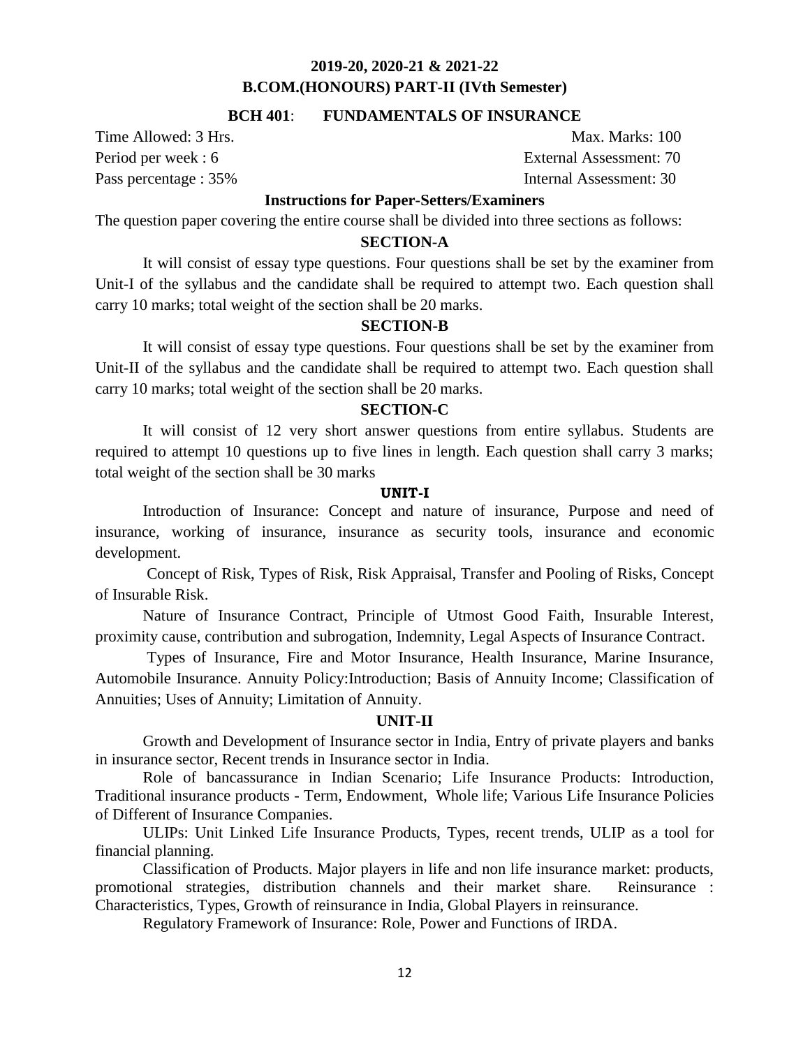## 2019-20, 2020-21 & 2021-22
## B.COM.(HONOURS) PART-II (IVth Semester)

### BCH 401: FUNDAMENTALS OF INSURANCE

Time Allowed: 3 Hrs. Max. Marks: 100

Period per week : 6 External Assessment: 70

Pass percentage : 35% Internal Assessment: 30

#### Instructions for Paper-Setters/Examiners

The question paper covering the entire course shall be divided into three sections as follows:

#### SECTION-A

It will consist of essay type questions. Four questions shall be set by the examiner from Unit-I of the syllabus and the candidate shall be required to attempt two. Each question shall carry 10 marks; total weight of the section shall be 20 marks.

#### SECTION-B

It will consist of essay type questions. Four questions shall be set by the examiner from Unit-II of the syllabus and the candidate shall be required to attempt two. Each question shall carry 10 marks; total weight of the section shall be 20 marks.

#### SECTION-C

It will consist of 12 very short answer questions from entire syllabus. Students are required to attempt 10 questions up to five lines in length. Each question shall carry 3 marks; total weight of the section shall be 30 marks

#### UNIT-I

Introduction of Insurance: Concept and nature of insurance, Purpose and need of insurance, working of insurance, insurance as security tools, insurance and economic development.

Concept of Risk, Types of Risk, Risk Appraisal, Transfer and Pooling of Risks, Concept of Insurable Risk.

Nature of Insurance Contract, Principle of Utmost Good Faith, Insurable Interest, proximity cause, contribution and subrogation, Indemnity, Legal Aspects of Insurance Contract.

Types of Insurance, Fire and Motor Insurance, Health Insurance, Marine Insurance, Automobile Insurance. Annuity Policy:Introduction; Basis of Annuity Income; Classification of Annuities; Uses of Annuity; Limitation of Annuity.

#### UNIT-II

Growth and Development of Insurance sector in India, Entry of private players and banks in insurance sector, Recent trends in Insurance sector in India.

Role of bancassurance in Indian Scenario; Life Insurance Products: Introduction, Traditional insurance products - Term, Endowment, Whole life; Various Life Insurance Policies of Different of Insurance Companies.

ULIPs: Unit Linked Life Insurance Products, Types, recent trends, ULIP as a tool for financial planning.

Classification of Products. Major players in life and non life insurance market: products, promotional strategies, distribution channels and their market share. Reinsurance : Characteristics, Types, Growth of reinsurance in India, Global Players in reinsurance.

Regulatory Framework of Insurance: Role, Power and Functions of IRDA.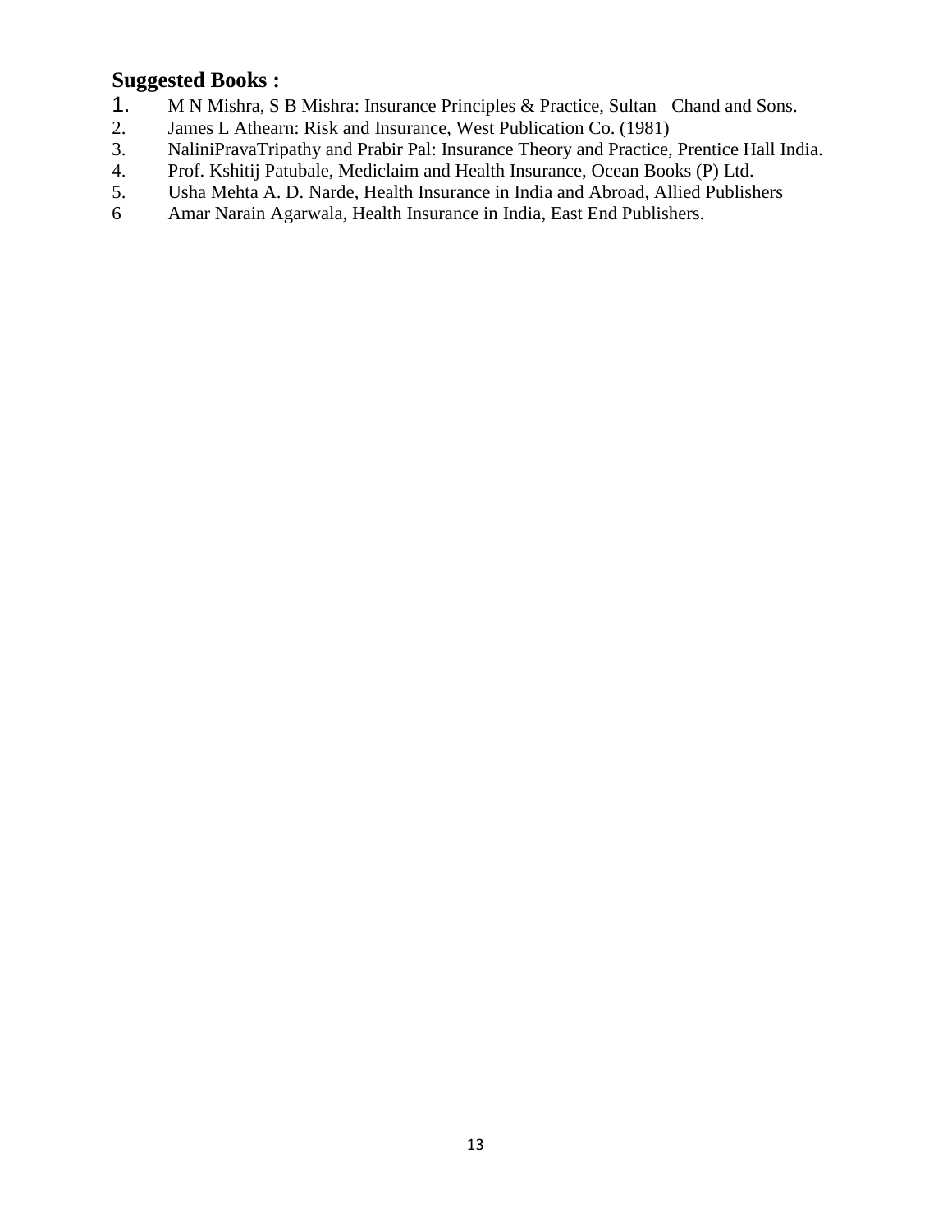**Suggested Books :**

1. M N Mishra, S B Mishra: Insurance Principles & Practice, Sultan Chand and Sons.
2. James L Athearn: Risk and Insurance, West Publication Co. (1981)
3. NaliniPravaTripathy and Prabir Pal: Insurance Theory and Practice, Prentice Hall India.
4. Prof. Kshitij Patubale, Mediclaim and Health Insurance, Ocean Books (P) Ltd.
5. Usha Mehta A. D. Narde, Health Insurance in India and Abroad, Allied Publishers
6. Amar Narain Agarwala, Health Insurance in India, East End Publishers.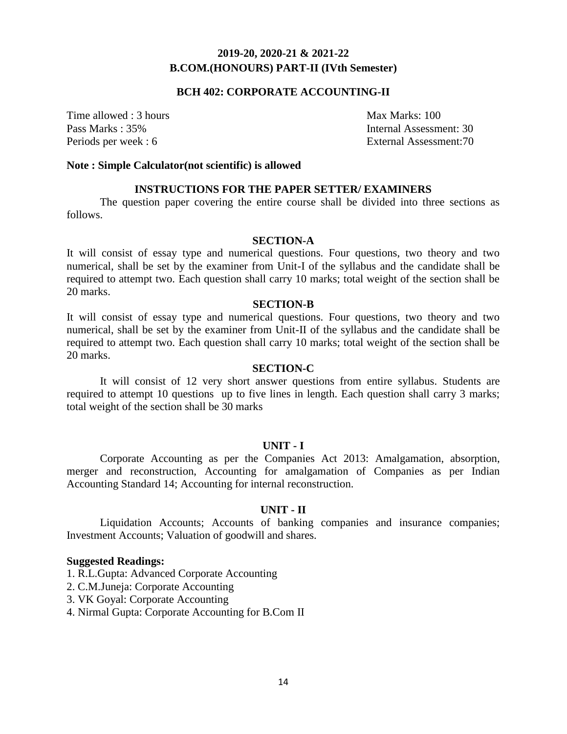## 2019-20, 2020-21 & 2021-22
## B.COM.(HONOURS) PART-II (IVth Semester)

### BCH 402: CORPORATE ACCOUNTING-II

Time allowed : 3 hours | Max Marks: 100
Pass Marks : 35% | Internal Assessment: 30
Periods per week : 6 | External Assessment:70

**Note : Simple Calculator(not scientific) is allowed**

### INSTRUCTIONS FOR THE PAPER SETTER/ EXAMINERS

The question paper covering the entire course shall be divided into three sections as follows.

#### SECTION-A

It will consist of essay type and numerical questions. Four questions, two theory and two numerical, shall be set by the examiner from Unit-I of the syllabus and the candidate shall be required to attempt two. Each question shall carry 10 marks; total weight of the section shall be 20 marks.

#### SECTION-B

It will consist of essay type and numerical questions. Four questions, two theory and two numerical, shall be set by the examiner from Unit-II of the syllabus and the candidate shall be required to attempt two. Each question shall carry 10 marks; total weight of the section shall be 20 marks.

#### SECTION-C

It will consist of 12 very short answer questions from entire syllabus. Students are required to attempt 10 questions up to five lines in length. Each question shall carry 3 marks; total weight of the section shall be 30 marks

#### UNIT - I

Corporate Accounting as per the Companies Act 2013: Amalgamation, absorption, merger and reconstruction, Accounting for amalgamation of Companies as per Indian Accounting Standard 14; Accounting for internal reconstruction.

#### UNIT - II

Liquidation Accounts; Accounts of banking companies and insurance companies; Investment Accounts; Valuation of goodwill and shares.

**Suggested Readings:**

1. R.L.Gupta: Advanced Corporate Accounting
2. C.M.Juneja: Corporate Accounting
3. VK Goyal: Corporate Accounting
4. Nirmal Gupta: Corporate Accounting for B.Com II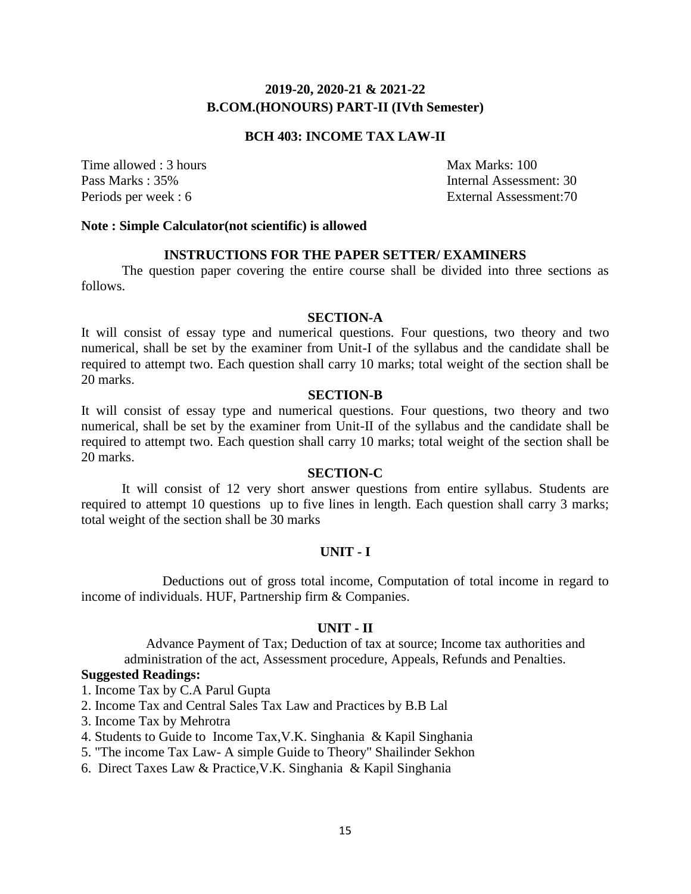## 2019-20, 2020-21 & 2021-22
## B.COM.(HONOURS) PART-II (IVth Semester)

### BCH 403: INCOME TAX LAW-II

| | |
|---|---|
| Time allowed : 3 hours | Max Marks: 100 |
| Pass Marks : 35% | Internal Assessment: 30 |
| Periods per week : 6 | External Assessment:70 |

**Note : Simple Calculator(not scientific) is allowed**

### INSTRUCTIONS FOR THE PAPER SETTER/ EXAMINERS

The question paper covering the entire course shall be divided into three sections as follows.

#### SECTION-A

It will consist of essay type and numerical questions. Four questions, two theory and two numerical, shall be set by the examiner from Unit-I of the syllabus and the candidate shall be required to attempt two. Each question shall carry 10 marks; total weight of the section shall be 20 marks.

#### SECTION-B

It will consist of essay type and numerical questions. Four questions, two theory and two numerical, shall be set by the examiner from Unit-II of the syllabus and the candidate shall be required to attempt two. Each question shall carry 10 marks; total weight of the section shall be 20 marks.

#### SECTION-C

It will consist of 12 very short answer questions from entire syllabus. Students are required to attempt 10 questions up to five lines in length. Each question shall carry 3 marks; total weight of the section shall be 30 marks

#### UNIT - I

Deductions out of gross total income, Computation of total income in regard to income of individuals. HUF, Partnership firm & Companies.

#### UNIT - II

Advance Payment of Tax; Deduction of tax at source; Income tax authorities and administration of the act, Assessment procedure, Appeals, Refunds and Penalties.

**Suggested Readings:**

1. Income Tax by C.A Parul Gupta
2. Income Tax and Central Sales Tax Law and Practices by B.B Lal
3. Income Tax by Mehrotra
4. Students to Guide to Income Tax,V.K. Singhania & Kapil Singhania
5. "The income Tax Law- A simple Guide to Theory" Shailinder Sekhon
6. Direct Taxes Law & Practice,V.K. Singhania & Kapil Singhania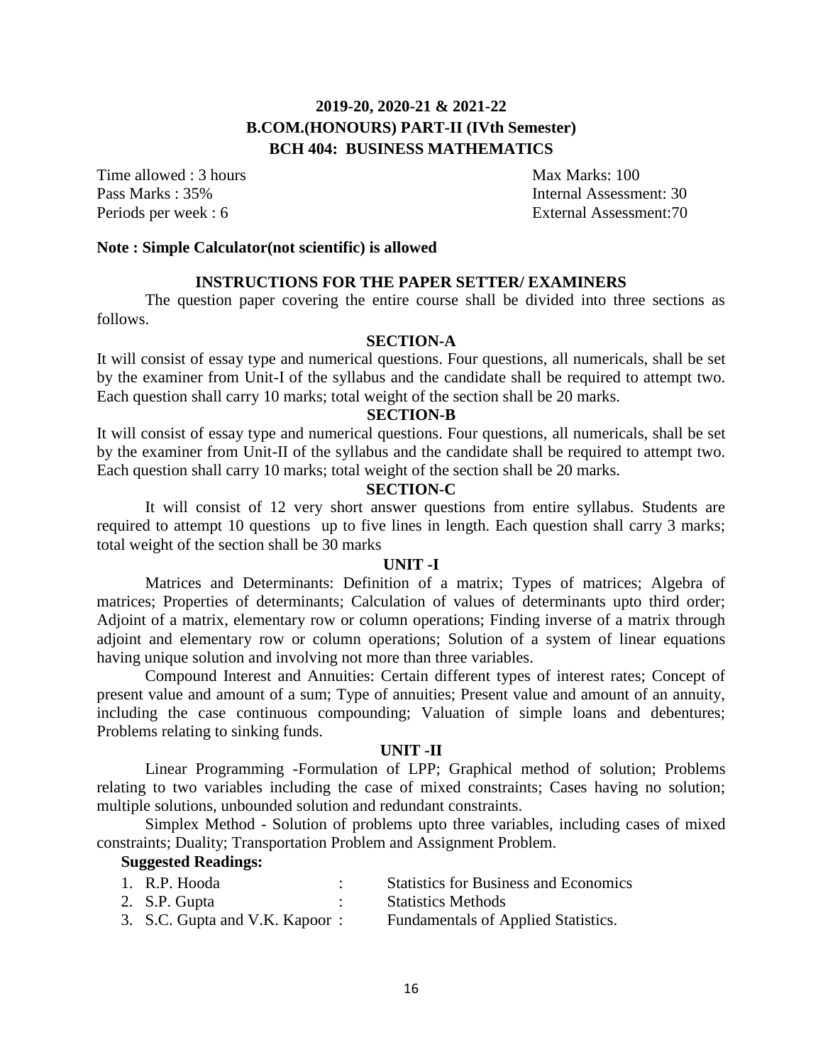## 2019-20, 2020-21 & 2021-22
## B.COM.(HONOURS) PART-II (IVth Semester)
## BCH 404: BUSINESS MATHEMATICS

Time allowed : 3 hours　　　　Max Marks: 100
Pass Marks : 35%　　　　Internal Assessment: 30
Periods per week : 6　　　　External Assessment:70

**Note : Simple Calculator(not scientific) is allowed**

### INSTRUCTIONS FOR THE PAPER SETTER/ EXAMINERS

The question paper covering the entire course shall be divided into three sections as follows.

### SECTION-A

It will consist of essay type and numerical questions. Four questions, all numericals, shall be set by the examiner from Unit-I of the syllabus and the candidate shall be required to attempt two. Each question shall carry 10 marks; total weight of the section shall be 20 marks.

### SECTION-B

It will consist of essay type and numerical questions. Four questions, all numericals, shall be set by the examiner from Unit-II of the syllabus and the candidate shall be required to attempt two. Each question shall carry 10 marks; total weight of the section shall be 20 marks.

### SECTION-C

It will consist of 12 very short answer questions from entire syllabus. Students are required to attempt 10 questions up to five lines in length. Each question shall carry 3 marks; total weight of the section shall be 30 marks

### UNIT -I

Matrices and Determinants: Definition of a matrix; Types of matrices; Algebra of matrices; Properties of determinants; Calculation of values of determinants upto third order; Adjoint of a matrix, elementary row or column operations; Finding inverse of a matrix through adjoint and elementary row or column operations; Solution of a system of linear equations having unique solution and involving not more than three variables.

Compound Interest and Annuities: Certain different types of interest rates; Concept of present value and amount of a sum; Type of annuities; Present value and amount of an annuity, including the case continuous compounding; Valuation of simple loans and debentures; Problems relating to sinking funds.

### UNIT -II

Linear Programming -Formulation of LPP; Graphical method of solution; Problems relating to two variables including the case of mixed constraints; Cases having no solution; multiple solutions, unbounded solution and redundant constraints.

Simplex Method - Solution of problems upto three variables, including cases of mixed constraints; Duality; Transportation Problem and Assignment Problem.

**Suggested Readings:**

1. R.P. Hooda : Statistics for Business and Economics
2. S.P. Gupta : Statistics Methods
3. S.C. Gupta and V.K. Kapoor : Fundamentals of Applied Statistics.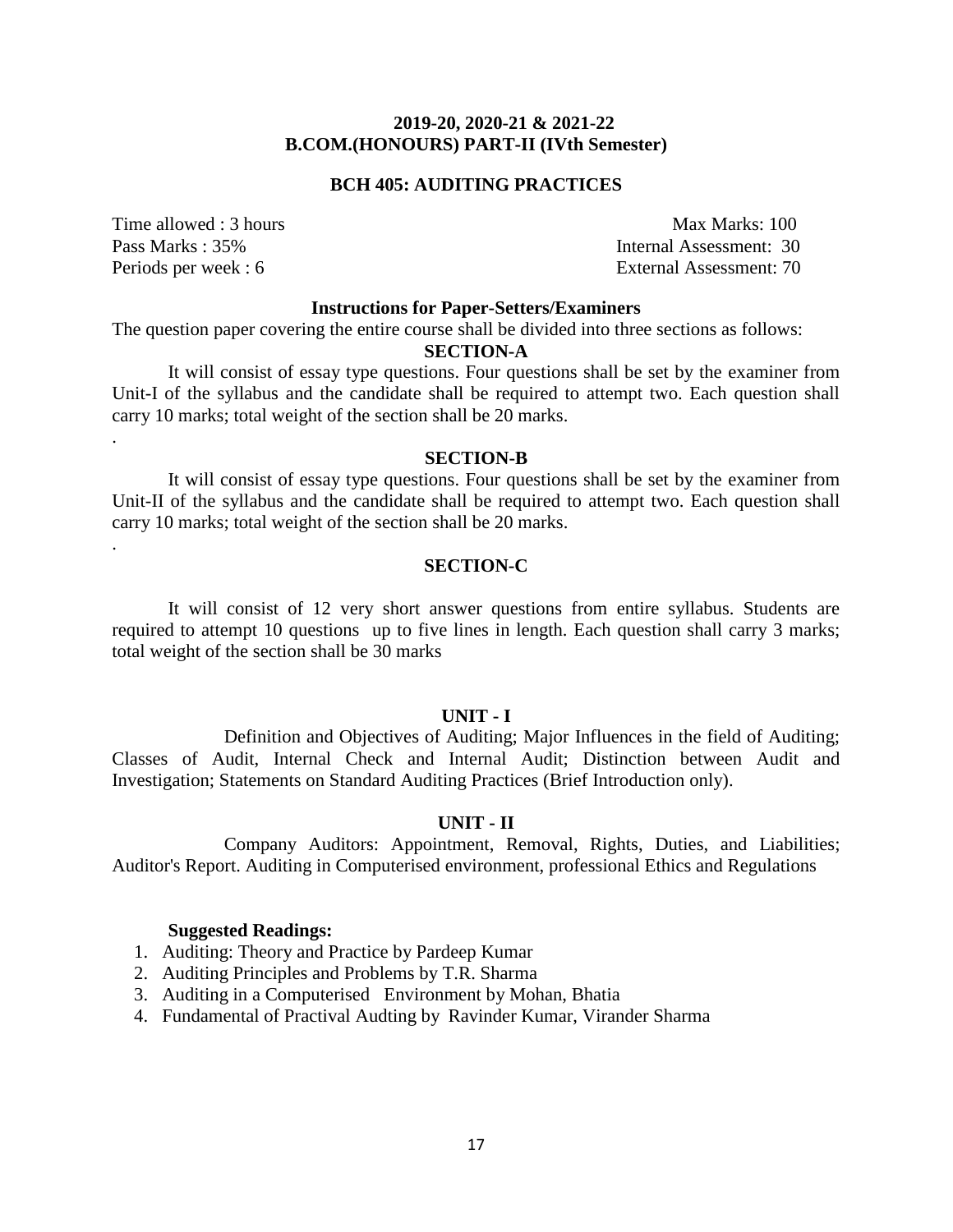**2019-20, 2020-21 & 2021-22**
**B.COM.(HONOURS) PART-II (IVth Semester)**

## BCH 405: AUDITING PRACTICES

Time allowed : 3 hours — Max Marks: 100
Pass Marks : 35% — Internal Assessment: 30
Periods per week : 6 — External Assessment: 70

### Instructions for Paper-Setters/Examiners

The question paper covering the entire course shall be divided into three sections as follows:

**SECTION-A**

It will consist of essay type questions. Four questions shall be set by the examiner from Unit-I of the syllabus and the candidate shall be required to attempt two. Each question shall carry 10 marks; total weight of the section shall be 20 marks.

**SECTION-B**

It will consist of essay type questions. Four questions shall be set by the examiner from Unit-II of the syllabus and the candidate shall be required to attempt two. Each question shall carry 10 marks; total weight of the section shall be 20 marks.

**SECTION-C**

It will consist of 12 very short answer questions from entire syllabus. Students are required to attempt 10 questions up to five lines in length. Each question shall carry 3 marks; total weight of the section shall be 30 marks

### UNIT - I

Definition and Objectives of Auditing; Major Influences in the field of Auditing; Classes of Audit, Internal Check and Internal Audit; Distinction between Audit and Investigation; Statements on Standard Auditing Practices (Brief Introduction only).

### UNIT - II

Company Auditors: Appointment, Removal, Rights, Duties, and Liabilities; Auditor's Report. Auditing in Computerised environment, professional Ethics and Regulations

**Suggested Readings:**

1. Auditing: Theory and Practice by Pardeep Kumar
2. Auditing Principles and Problems by T.R. Sharma
3. Auditing in a Computerised Environment by Mohan, Bhatia
4. Fundamental of Practival Audting by Ravinder Kumar, Virander Sharma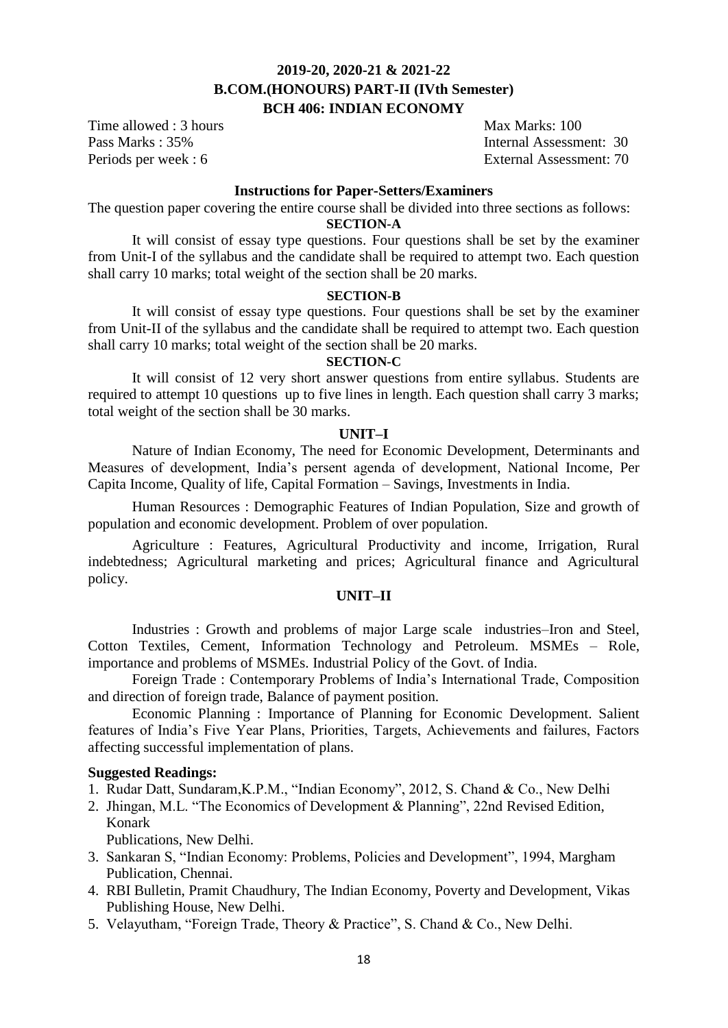## 2019-20, 2020-21 & 2021-22
## B.COM.(HONOURS) PART-II (IVth Semester)
## BCH 406: INDIAN ECONOMY

Time allowed : 3 hours
Pass Marks : 35%
Periods per week : 6

Max Marks: 100
Internal Assessment: 30
External Assessment: 70

### Instructions for Paper-Setters/Examiners

The question paper covering the entire course shall be divided into three sections as follows:

**SECTION-A**

It will consist of essay type questions. Four questions shall be set by the examiner from Unit-I of the syllabus and the candidate shall be required to attempt two. Each question shall carry 10 marks; total weight of the section shall be 20 marks.

**SECTION-B**

It will consist of essay type questions. Four questions shall be set by the examiner from Unit-II of the syllabus and the candidate shall be required to attempt two. Each question shall carry 10 marks; total weight of the section shall be 20 marks.

**SECTION-C**

It will consist of 12 very short answer questions from entire syllabus. Students are required to attempt 10 questions up to five lines in length. Each question shall carry 3 marks; total weight of the section shall be 30 marks.

### UNIT–I

Nature of Indian Economy, The need for Economic Development, Determinants and Measures of development, India's persent agenda of development, National Income, Per Capita Income, Quality of life, Capital Formation – Savings, Investments in India.

Human Resources : Demographic Features of Indian Population, Size and growth of population and economic development. Problem of over population.

Agriculture : Features, Agricultural Productivity and income, Irrigation, Rural indebtedness; Agricultural marketing and prices; Agricultural finance and Agricultural policy.

### UNIT–II

Industries : Growth and problems of major Large scale industries–Iron and Steel, Cotton Textiles, Cement, Information Technology and Petroleum. MSMEs – Role, importance and problems of MSMEs. Industrial Policy of the Govt. of India.

Foreign Trade : Contemporary Problems of India's International Trade, Composition and direction of foreign trade, Balance of payment position.

Economic Planning : Importance of Planning for Economic Development. Salient features of India's Five Year Plans, Priorities, Targets, Achievements and failures, Factors affecting successful implementation of plans.

**Suggested Readings:**

1. Rudar Datt, Sundaram,K.P.M., "Indian Economy", 2012, S. Chand & Co., New Delhi
2. Jhingan, M.L. "The Economics of Development & Planning", 22nd Revised Edition, Konark Publications, New Delhi.
3. Sankaran S, "Indian Economy: Problems, Policies and Development", 1994, Margham Publication, Chennai.
4. RBI Bulletin, Pramit Chaudhury, The Indian Economy, Poverty and Development, Vikas Publishing House, New Delhi.
5. Velayutham, "Foreign Trade, Theory & Practice", S. Chand & Co., New Delhi.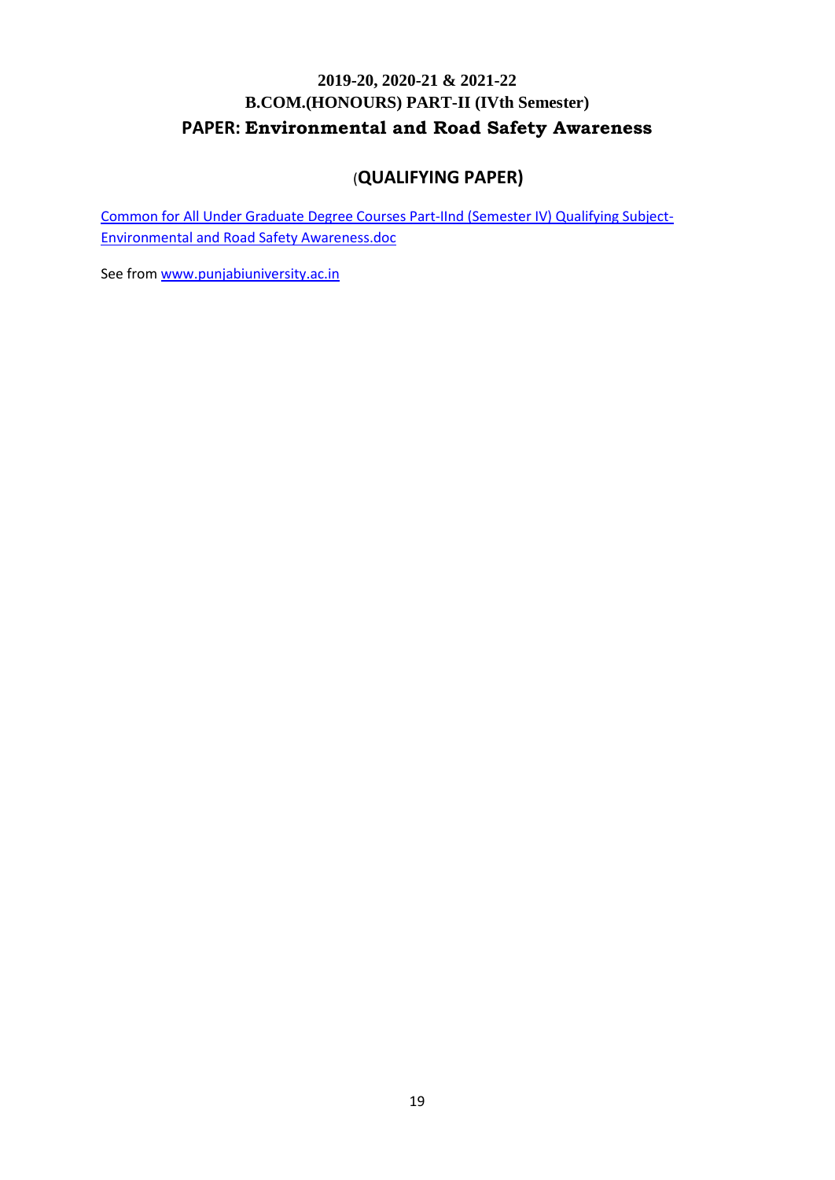## 2019-20, 2020-21 & 2021-22
## B.COM.(HONOURS) PART-II (IVth Semester)
## PAPER: Environmental and Road Safety Awareness

## (QUALIFYING PAPER)

Common for All Under Graduate Degree Courses Part-IInd (Semester IV) Qualifying Subject-Environmental and Road Safety Awareness.doc

See from www.punjabiuniversity.ac.in